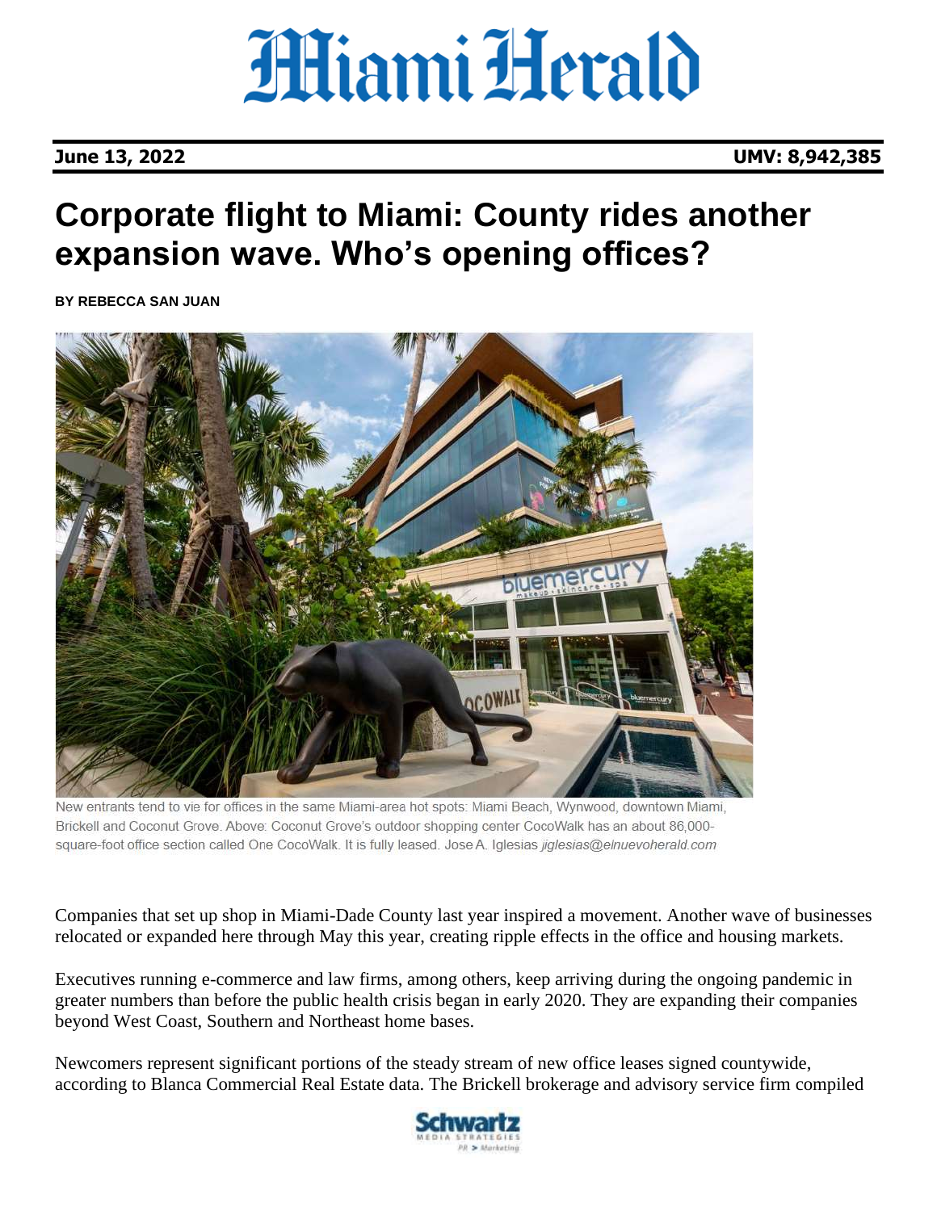# Miami Herald

**June 13, 2022** **UMV: 8,942,385**

# Corporate flight to Miami: County rides another expansion wave. Who's opening offices?

**BY REBECCA SAN JUAN**

New entrants tend to vie for offices in the same Miami-area hot spots: Miami Beach, Wynwood, downtown Miami, Brickell and Coconut Grove. Above: Coconut Grove's outdoor shopping center CocoWalk has an about 86,000-square-foot office section called One CocoWalk. It is fully leased. Jose A. Iglesias *jiglesias@elnuevoherald.com*

Companies that set up shop in Miami-Dade County last year inspired a movement. Another wave of businesses relocated or expanded here through May this year, creating ripple effects in the office and housing markets.

Executives running e-commerce and law firms, among others, keep arriving during the ongoing pandemic in greater numbers than before the public health crisis began in early 2020. They are expanding their companies beyond West Coast, Southern and Northeast home bases.

Newcomers represent significant portions of the steady stream of new office leases signed countywide, according to Blanca Commercial Real Estate data. The Brickell brokerage and advisory service firm compiled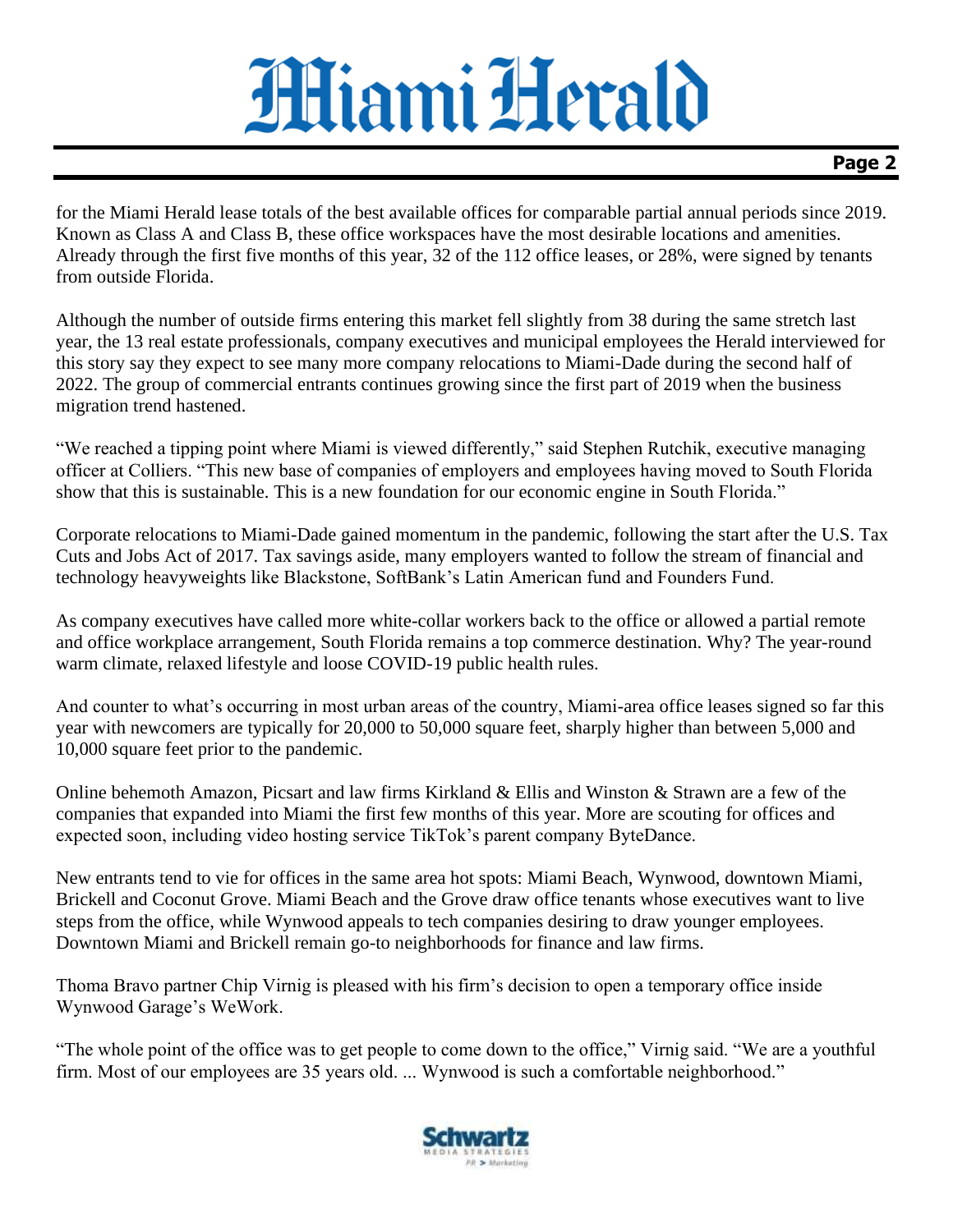for the Miami Herald lease totals of the best available offices for comparable partial annual periods since 2019. Known as Class A and Class B, these office workspaces have the most desirable locations and amenities. Already through the first five months of this year, 32 of the 112 office leases, or 28%, were signed by tenants from outside Florida.

Although the number of outside firms entering this market fell slightly from 38 during the same stretch last year, the 13 real estate professionals, company executives and municipal employees the Herald interviewed for this story say they expect to see many more company relocations to Miami-Dade during the second half of 2022. The group of commercial entrants continues growing since the first part of 2019 when the business migration trend hastened.

"We reached a tipping point where Miami is viewed differently," said Stephen Rutchik, executive managing officer at Colliers. "This new base of companies of employers and employees having moved to South Florida show that this is sustainable. This is a new foundation for our economic engine in South Florida."

Corporate relocations to Miami-Dade gained momentum in the pandemic, following the start after the U.S. Tax Cuts and Jobs Act of 2017. Tax savings aside, many employers wanted to follow the stream of financial and technology heavyweights like Blackstone, SoftBank's Latin American fund and Founders Fund.

As company executives have called more white-collar workers back to the office or allowed a partial remote and office workplace arrangement, South Florida remains a top commerce destination. Why? The year-round warm climate, relaxed lifestyle and loose COVID-19 public health rules.

And counter to what's occurring in most urban areas of the country, Miami-area office leases signed so far this year with newcomers are typically for 20,000 to 50,000 square feet, sharply higher than between 5,000 and 10,000 square feet prior to the pandemic.

Online behemoth Amazon, Picsart and law firms Kirkland & Ellis and Winston & Strawn are a few of the companies that expanded into Miami the first few months of this year. More are scouting for offices and expected soon, including video hosting service TikTok's parent company ByteDance.

New entrants tend to vie for offices in the same area hot spots: Miami Beach, Wynwood, downtown Miami, Brickell and Coconut Grove. Miami Beach and the Grove draw office tenants whose executives want to live steps from the office, while Wynwood appeals to tech companies desiring to draw younger employees. Downtown Miami and Brickell remain go-to neighborhoods for finance and law firms.

Thoma Bravo partner Chip Virnig is pleased with his firm's decision to open a temporary office inside Wynwood Garage's WeWork.

"The whole point of the office was to get people to come down to the office," Virnig said. "We are a youthful firm. Most of our employees are 35 years old. ... Wynwood is such a comfortable neighborhood."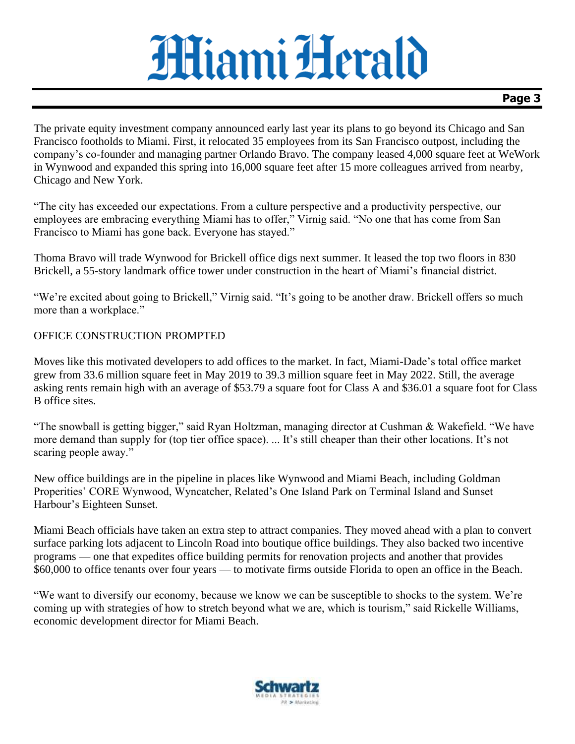The private equity investment company announced early last year its plans to go beyond its Chicago and San Francisco footholds to Miami. First, it relocated 35 employees from its San Francisco outpost, including the company's co-founder and managing partner Orlando Bravo. The company leased 4,000 square feet at WeWork in Wynwood and expanded this spring into 16,000 square feet after 15 more colleagues arrived from nearby, Chicago and New York.

"The city has exceeded our expectations. From a culture perspective and a productivity perspective, our employees are embracing everything Miami has to offer," Virnig said. "No one that has come from San Francisco to Miami has gone back. Everyone has stayed."

Thoma Bravo will trade Wynwood for Brickell office digs next summer. It leased the top two floors in 830 Brickell, a 55-story landmark office tower under construction in the heart of Miami's financial district.

"We're excited about going to Brickell," Virnig said. "It's going to be another draw. Brickell offers so much more than a workplace."

OFFICE CONSTRUCTION PROMPTED

Moves like this motivated developers to add offices to the market. In fact, Miami-Dade's total office market grew from 33.6 million square feet in May 2019 to 39.3 million square feet in May 2022. Still, the average asking rents remain high with an average of $53.79 a square foot for Class A and $36.01 a square foot for Class B office sites.

"The snowball is getting bigger," said Ryan Holtzman, managing director at Cushman & Wakefield. "We have more demand than supply for (top tier office space). ... It's still cheaper than their other locations. It's not scaring people away."

New office buildings are in the pipeline in places like Wynwood and Miami Beach, including Goldman Properities' CORE Wynwood, Wyncatcher, Related's One Island Park on Terminal Island and Sunset Harbour's Eighteen Sunset.

Miami Beach officials have taken an extra step to attract companies. They moved ahead with a plan to convert surface parking lots adjacent to Lincoln Road into boutique office buildings. They also backed two incentive programs — one that expedites office building permits for renovation projects and another that provides $60,000 to office tenants over four years — to motivate firms outside Florida to open an office in the Beach.

"We want to diversify our economy, because we know we can be susceptible to shocks to the system. We're coming up with strategies of how to stretch beyond what we are, which is tourism," said Rickelle Williams, economic development director for Miami Beach.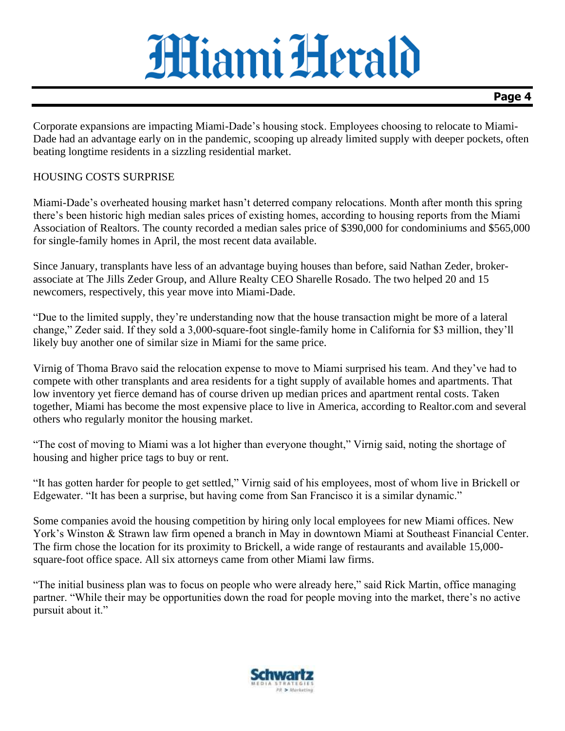Corporate expansions are impacting Miami-Dade's housing stock. Employees choosing to relocate to Miami-Dade had an advantage early on in the pandemic, scooping up already limited supply with deeper pockets, often beating longtime residents in a sizzling residential market.

HOUSING COSTS SURPRISE

Miami-Dade's overheated housing market hasn't deterred company relocations. Month after month this spring there's been historic high median sales prices of existing homes, according to housing reports from the Miami Association of Realtors. The county recorded a median sales price of $390,000 for condominiums and $565,000 for single-family homes in April, the most recent data available.

Since January, transplants have less of an advantage buying houses than before, said Nathan Zeder, broker-associate at The Jills Zeder Group, and Allure Realty CEO Sharelle Rosado. The two helped 20 and 15 newcomers, respectively, this year move into Miami-Dade.

"Due to the limited supply, they're understanding now that the house transaction might be more of a lateral change," Zeder said. If they sold a 3,000-square-foot single-family home in California for $3 million, they'll likely buy another one of similar size in Miami for the same price.

Virnig of Thoma Bravo said the relocation expense to move to Miami surprised his team. And they've had to compete with other transplants and area residents for a tight supply of available homes and apartments. That low inventory yet fierce demand has of course driven up median prices and apartment rental costs. Taken together, Miami has become the most expensive place to live in America, according to Realtor.com and several others who regularly monitor the housing market.

"The cost of moving to Miami was a lot higher than everyone thought," Virnig said, noting the shortage of housing and higher price tags to buy or rent.

"It has gotten harder for people to get settled," Virnig said of his employees, most of whom live in Brickell or Edgewater. "It has been a surprise, but having come from San Francisco it is a similar dynamic."

Some companies avoid the housing competition by hiring only local employees for new Miami offices. New York's Winston & Strawn law firm opened a branch in May in downtown Miami at Southeast Financial Center. The firm chose the location for its proximity to Brickell, a wide range of restaurants and available 15,000-square-foot office space. All six attorneys came from other Miami law firms.

"The initial business plan was to focus on people who were already here," said Rick Martin, office managing partner. "While their may be opportunities down the road for people moving into the market, there's no active pursuit about it."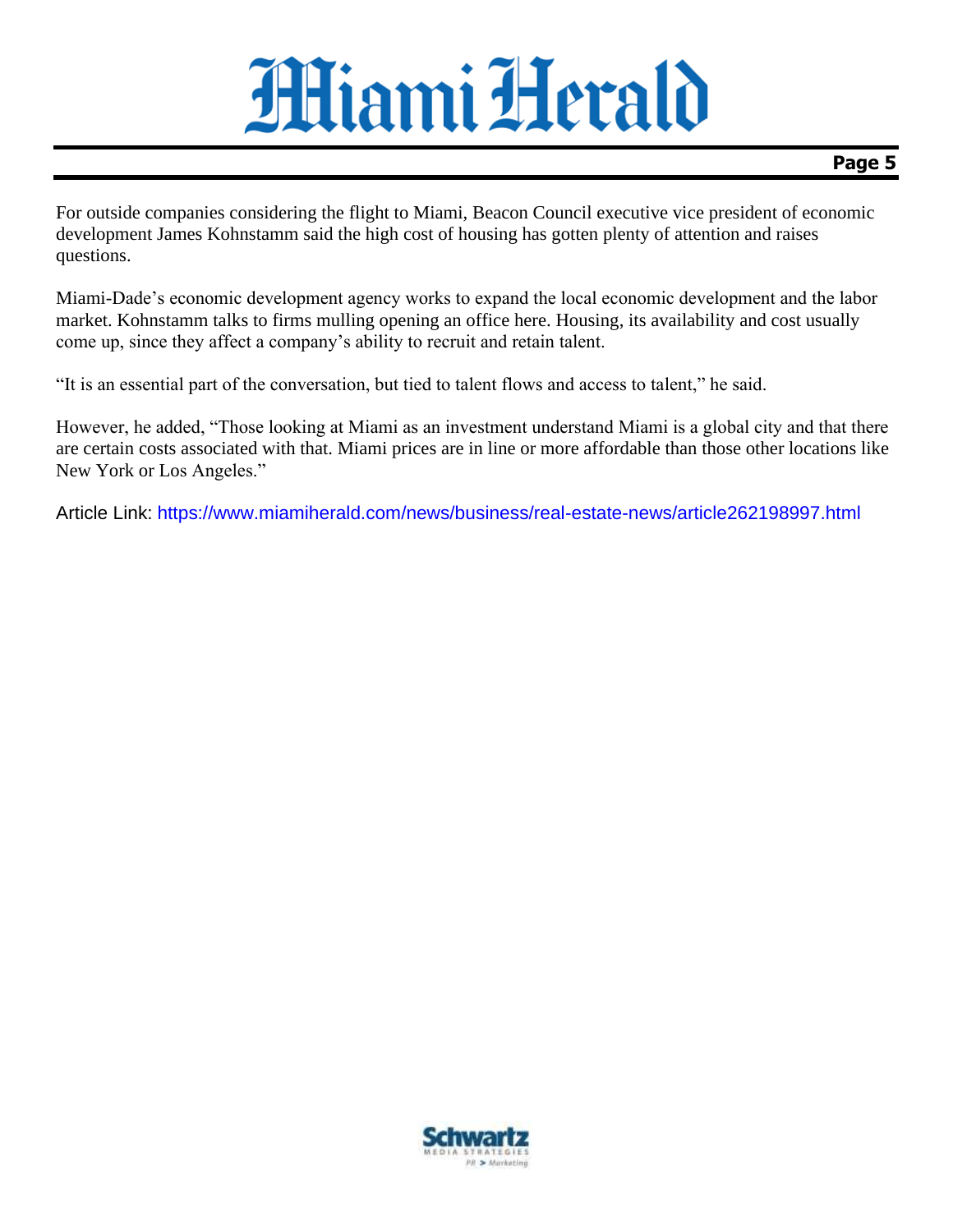For outside companies considering the flight to Miami, Beacon Council executive vice president of economic development James Kohnstamm said the high cost of housing has gotten plenty of attention and raises questions.

Miami-Dade's economic development agency works to expand the local economic development and the labor market. Kohnstamm talks to firms mulling opening an office here. Housing, its availability and cost usually come up, since they affect a company's ability to recruit and retain talent.

"It is an essential part of the conversation, but tied to talent flows and access to talent," he said.

However, he added, "Those looking at Miami as an investment understand Miami is a global city and that there are certain costs associated with that. Miami prices are in line or more affordable than those other locations like New York or Los Angeles."

Article Link: https://www.miamiherald.com/news/business/real-estate-news/article262198997.html